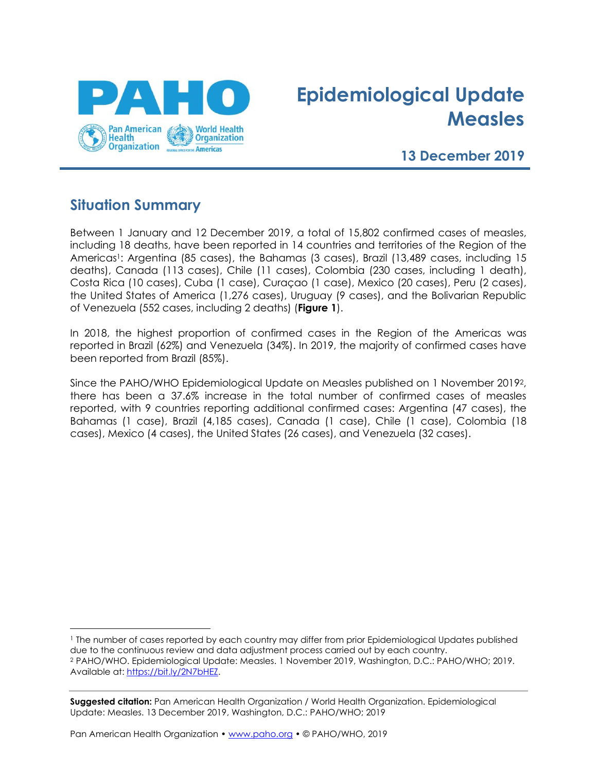# Epidemiological Update Measles

**13 December 2019**

## Situation Summary

Between 1 January and 12 December 2019, a total of 15,802 confirmed cases of measles, including 18 deaths, have been reported in 14 countries and territories of the Region of the Americas[1]: Argentina (85 cases), the Bahamas (3 cases), Brazil (13,489 cases, including 15 deaths), Canada (113 cases), Chile (11 cases), Colombia (230 cases, including 1 death), Costa Rica (10 cases), Cuba (1 case), Curaçao (1 case), Mexico (20 cases), Peru (2 cases), the United States of America (1,276 cases), Uruguay (9 cases), and the Bolivarian Republic of Venezuela (552 cases, including 2 deaths) (**Figure 1**).

In 2018, the highest proportion of confirmed cases in the Region of the Americas was reported in Brazil (62%) and Venezuela (34%). In 2019, the majority of confirmed cases have been reported from Brazil (85%).

Since the PAHO/WHO Epidemiological Update on Measles published on 1 November 2019[2], there has been a 37.6% increase in the total number of confirmed cases of measles reported, with 9 countries reporting additional confirmed cases: Argentina (47 cases), the Bahamas (1 case), Brazil (4,185 cases), Canada (1 case), Chile (1 case), Colombia (18 cases), Mexico (4 cases), the United States (26 cases), and Venezuela (32 cases).

---

[1] The number of cases reported by each country may differ from prior Epidemiological Updates published due to the continuous review and data adjustment process carried out by each country.

[2] PAHO/WHO. Epidemiological Update: Measles. 1 November 2019, Washington, D.C.: PAHO/WHO; 2019. Available at: https://bit.ly/2N7bHEZ.

**Suggested citation:** Pan American Health Organization / World Health Organization. Epidemiological Update: Measles. 13 December 2019, Washington, D.C.: PAHO/WHO; 2019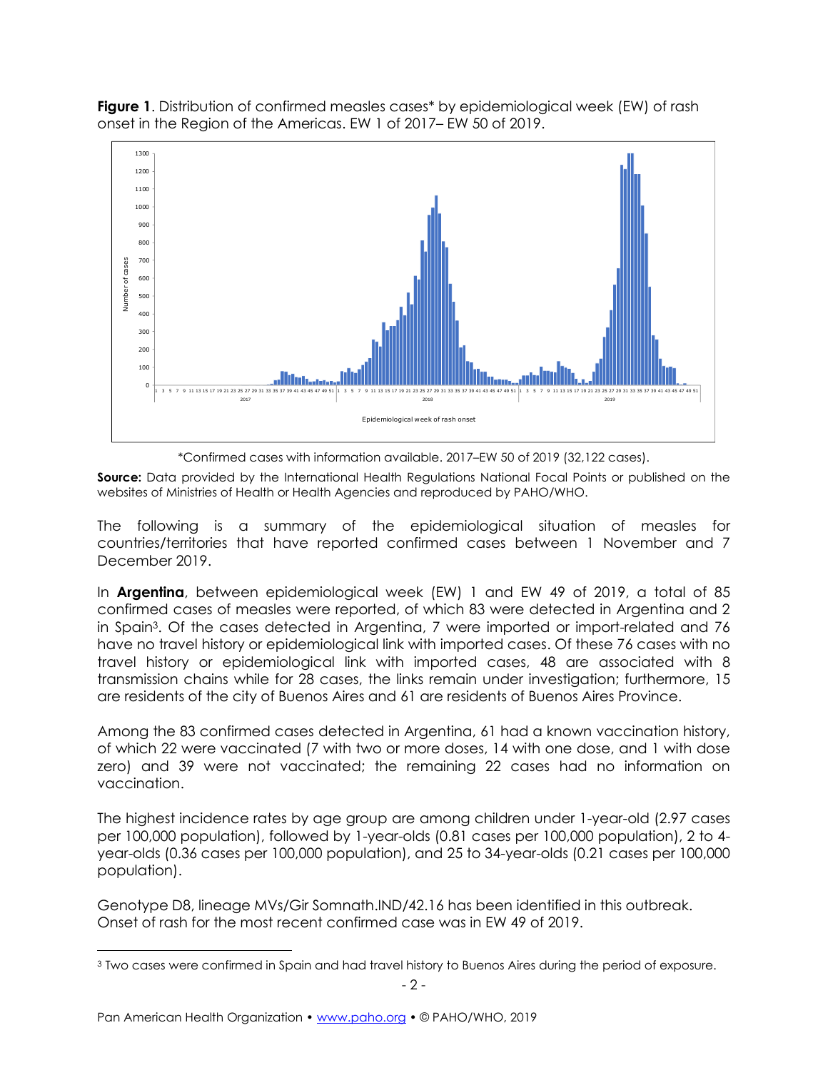**Figure 1**. Distribution of confirmed measles cases* by epidemiological week (EW) of rash onset in the Region of the Americas. EW 1 of 2017– EW 50 of 2019.

*Confirmed cases with information available. 2017–EW 50 of 2019 (32,122 cases).

**Source:** Data provided by the International Health Regulations National Focal Points or published on the websites of Ministries of Health or Health Agencies and reproduced by PAHO/WHO.

The following is a summary of the epidemiological situation of measles for countries/territories that have reported confirmed cases between 1 November and 7 December 2019.

In **Argentina**, between epidemiological week (EW) 1 and EW 49 of 2019, a total of 85 confirmed cases of measles were reported, of which 83 were detected in Argentina and 2 in Spain[3]. Of the cases detected in Argentina, 7 were imported or import-related and 76 have no travel history or epidemiological link with imported cases. Of these 76 cases with no travel history or epidemiological link with imported cases, 48 are associated with 8 transmission chains while for 28 cases, the links remain under investigation; furthermore, 15 are residents of the city of Buenos Aires and 61 are residents of Buenos Aires Province.

Among the 83 confirmed cases detected in Argentina, 61 had a known vaccination history, of which 22 were vaccinated (7 with two or more doses, 14 with one dose, and 1 with dose zero) and 39 were not vaccinated; the remaining 22 cases had no information on vaccination.

The highest incidence rates by age group are among children under 1-year-old (2.97 cases per 100,000 population), followed by 1-year-olds (0.81 cases per 100,000 population), 2 to 4-year-olds (0.36 cases per 100,000 population), and 25 to 34-year-olds (0.21 cases per 100,000 population).

Genotype D8, lineage MVs/Gir Somnath.IND/42.16 has been identified in this outbreak.
Onset of rash for the most recent confirmed case was in EW 49 of 2019.

[3] Two cases were confirmed in Spain and had travel history to Buenos Aires during the period of exposure.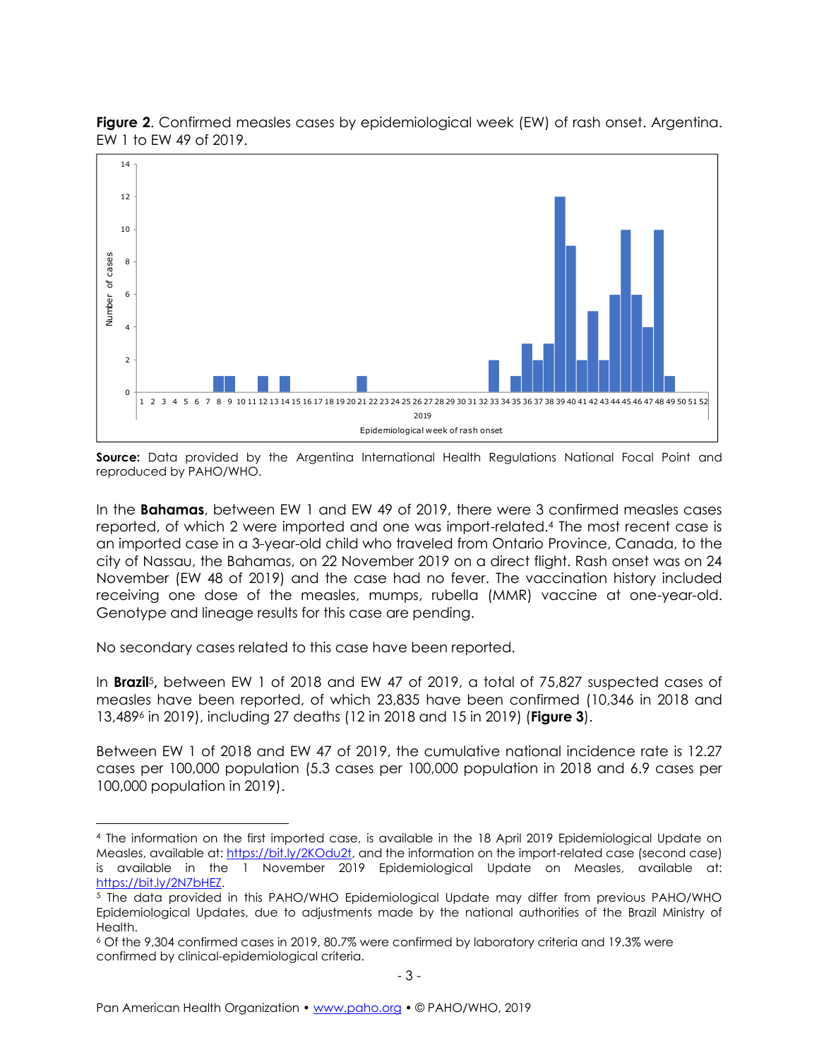**Figure 2**. Confirmed measles cases by epidemiological week (EW) of rash onset. Argentina. EW 1 to EW 49 of 2019.

**Source:** Data provided by the Argentina International Health Regulations National Focal Point and reproduced by PAHO/WHO.

In the **Bahamas**, between EW 1 and EW 49 of 2019, there were 3 confirmed measles cases reported, of which 2 were imported and one was import-related.[4] The most recent case is an imported case in a 3-year-old child who traveled from Ontario Province, Canada, to the city of Nassau, the Bahamas, on 22 November 2019 on a direct flight. Rash onset was on 24 November (EW 48 of 2019) and the case had no fever. The vaccination history included receiving one dose of the measles, mumps, rubella (MMR) vaccine at one-year-old. Genotype and lineage results for this case are pending.

No secondary cases related to this case have been reported.

In **Brazil**[5]**,** between EW 1 of 2018 and EW 47 of 2019, a total of 75,827 suspected cases of measles have been reported, of which 23,835 have been confirmed (10,346 in 2018 and 13,489[6] in 2019), including 27 deaths (12 in 2018 and 15 in 2019) (**Figure 3**).

Between EW 1 of 2018 and EW 47 of 2019, the cumulative national incidence rate is 12.27 cases per 100,000 population (5.3 cases per 100,000 population in 2018 and 6.9 cases per 100,000 population in 2019).

---

[4] The information on the first imported case, is available in the 18 April 2019 Epidemiological Update on Measles, available at: https://bit.ly/2KOdu2t, and the information on the import-related case (second case) is available in the 1 November 2019 Epidemiological Update on Measles, available at: https://bit.ly/2N7bHEZ.

[5] The data provided in this PAHO/WHO Epidemiological Update may differ from previous PAHO/WHO Epidemiological Updates, due to adjustments made by the national authorities of the Brazil Ministry of Health.

[6] Of the 9,304 confirmed cases in 2019, 80.7% were confirmed by laboratory criteria and 19.3% were confirmed by clinical-epidemiological criteria.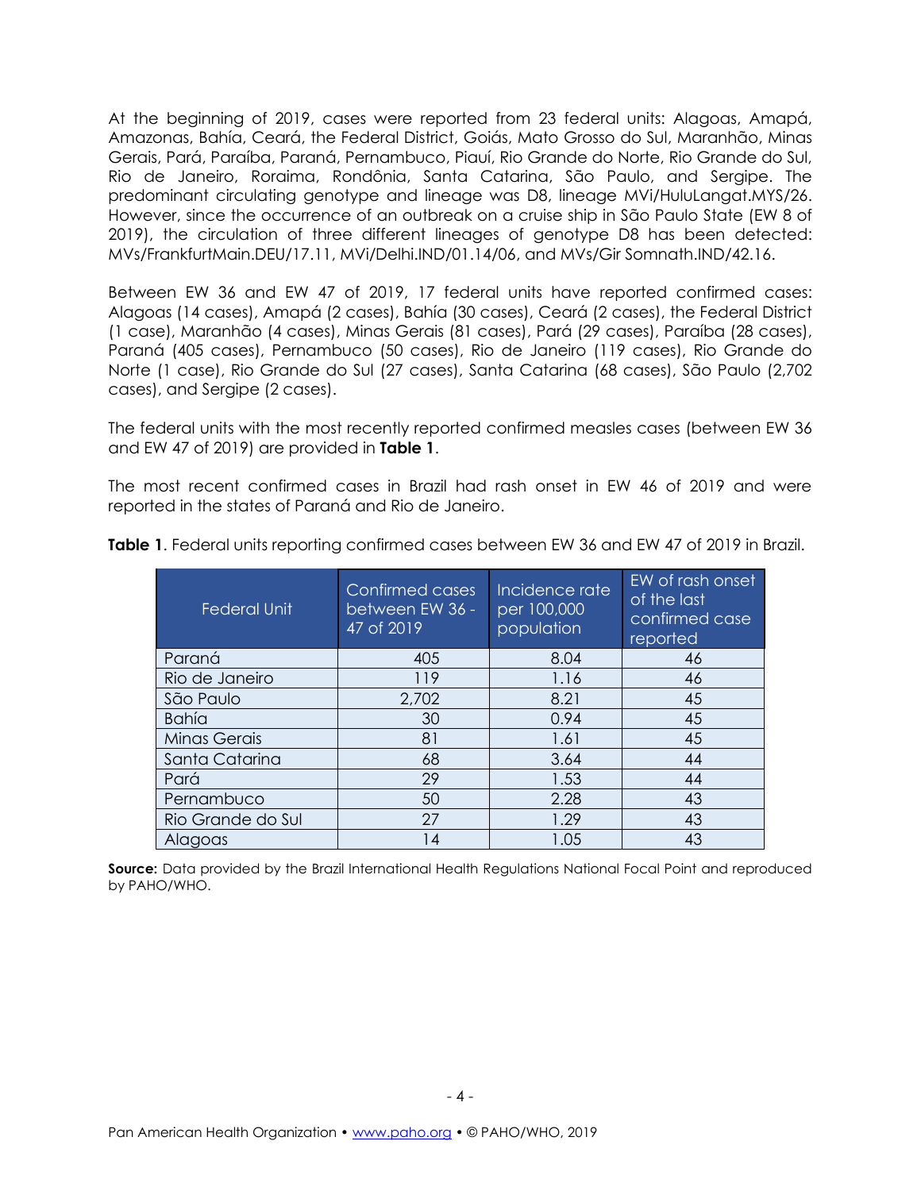At the beginning of 2019, cases were reported from 23 federal units: Alagoas, Amapá, Amazonas, Bahía, Ceará, the Federal District, Goiás, Mato Grosso do Sul, Maranhão, Minas Gerais, Pará, Paraíba, Paraná, Pernambuco, Piauí, Rio Grande do Norte, Rio Grande do Sul, Rio de Janeiro, Roraima, Rondônia, Santa Catarina, São Paulo, and Sergipe. The predominant circulating genotype and lineage was D8, lineage MVi/HuluLangat.MYS/26. However, since the occurrence of an outbreak on a cruise ship in São Paulo State (EW 8 of 2019), the circulation of three different lineages of genotype D8 has been detected: MVs/FrankfurtMain.DEU/17.11, MVi/Delhi.IND/01.14/06, and MVs/Gir Somnath.IND/42.16.

Between EW 36 and EW 47 of 2019, 17 federal units have reported confirmed cases: Alagoas (14 cases), Amapá (2 cases), Bahía (30 cases), Ceará (2 cases), the Federal District (1 case), Maranhão (4 cases), Minas Gerais (81 cases), Pará (29 cases), Paraíba (28 cases), Paraná (405 cases), Pernambuco (50 cases), Rio de Janeiro (119 cases), Rio Grande do Norte (1 case), Rio Grande do Sul (27 cases), Santa Catarina (68 cases), São Paulo (2,702 cases), and Sergipe (2 cases).

The federal units with the most recently reported confirmed measles cases (between EW 36 and EW 47 of 2019) are provided in **Table 1**.

The most recent confirmed cases in Brazil had rash onset in EW 46 of 2019 and were reported in the states of Paraná and Rio de Janeiro.

**Table 1**. Federal units reporting confirmed cases between EW 36 and EW 47 of 2019 in Brazil.

| Federal Unit | Confirmed cases between EW 36 - 47 of 2019 | Incidence rate per 100,000 population | EW of rash onset of the last confirmed case reported |
|---|---|---|---|
| Paraná | 405 | 8.04 | 46 |
| Rio de Janeiro | 119 | 1.16 | 46 |
| São Paulo | 2,702 | 8.21 | 45 |
| Bahía | 30 | 0.94 | 45 |
| Minas Gerais | 81 | 1.61 | 45 |
| Santa Catarina | 68 | 3.64 | 44 |
| Pará | 29 | 1.53 | 44 |
| Pernambuco | 50 | 2.28 | 43 |
| Rio Grande do Sul | 27 | 1.29 | 43 |
| Alagoas | 14 | 1.05 | 43 |

**Source:** Data provided by the Brazil International Health Regulations National Focal Point and reproduced by PAHO/WHO.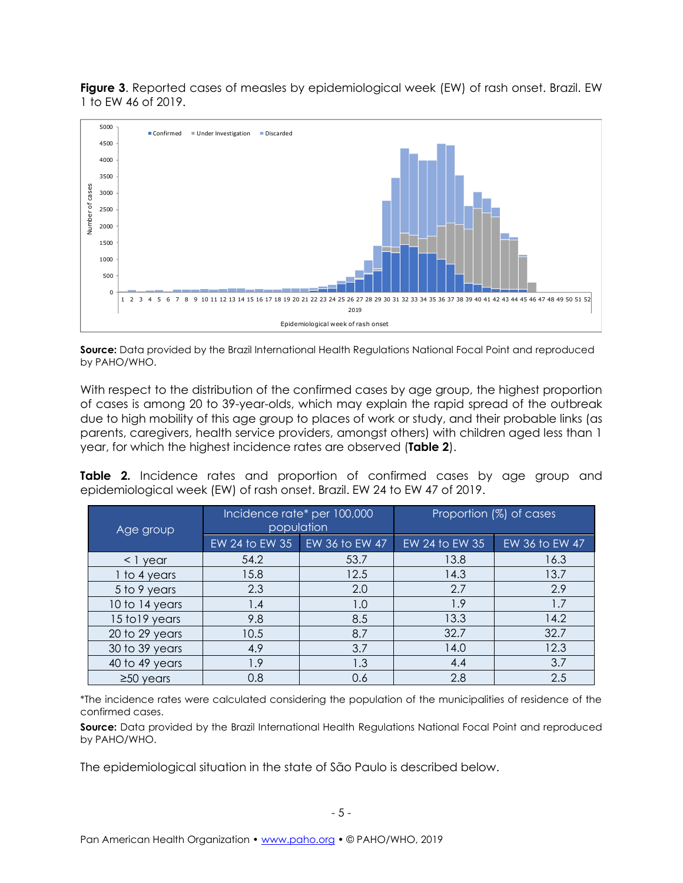**Figure 3**. Reported cases of measles by epidemiological week (EW) of rash onset. Brazil. EW 1 to EW 46 of 2019.

**Source:** Data provided by the Brazil International Health Regulations National Focal Point and reproduced by PAHO/WHO.

With respect to the distribution of the confirmed cases by age group, the highest proportion of cases is among 20 to 39-year-olds, which may explain the rapid spread of the outbreak due to high mobility of this age group to places of work or study, and their probable links (as parents, caregivers, health service providers, amongst others) with children aged less than 1 year, for which the highest incidence rates are observed (**Table 2**).

**Table 2.** Incidence rates and proportion of confirmed cases by age group and epidemiological week (EW) of rash onset. Brazil. EW 24 to EW 47 of 2019.

| Age group | Incidence rate* per 100,000 population | | Proportion (%) of cases | |
|---|---|---|---|---|
| | EW 24 to EW 35 | EW 36 to EW 47 | EW 24 to EW 35 | EW 36 to EW 47 |
| < 1 year | 54.2 | 53.7 | 13.8 | 16.3 |
| 1 to 4 years | 15.8 | 12.5 | 14.3 | 13.7 |
| 5 to 9 years | 2.3 | 2.0 | 2.7 | 2.9 |
| 10 to 14 years | 1.4 | 1.0 | 1.9 | 1.7 |
| 15 to19 years | 9.8 | 8.5 | 13.3 | 14.2 |
| 20 to 29 years | 10.5 | 8.7 | 32.7 | 32.7 |
| 30 to 39 years | 4.9 | 3.7 | 14.0 | 12.3 |
| 40 to 49 years | 1.9 | 1.3 | 4.4 | 3.7 |
| ≥50 years | 0.8 | 0.6 | 2.8 | 2.5 |

*The incidence rates were calculated considering the population of the municipalities of residence of the confirmed cases.

**Source:** Data provided by the Brazil International Health Regulations National Focal Point and reproduced by PAHO/WHO.

The epidemiological situation in the state of São Paulo is described below.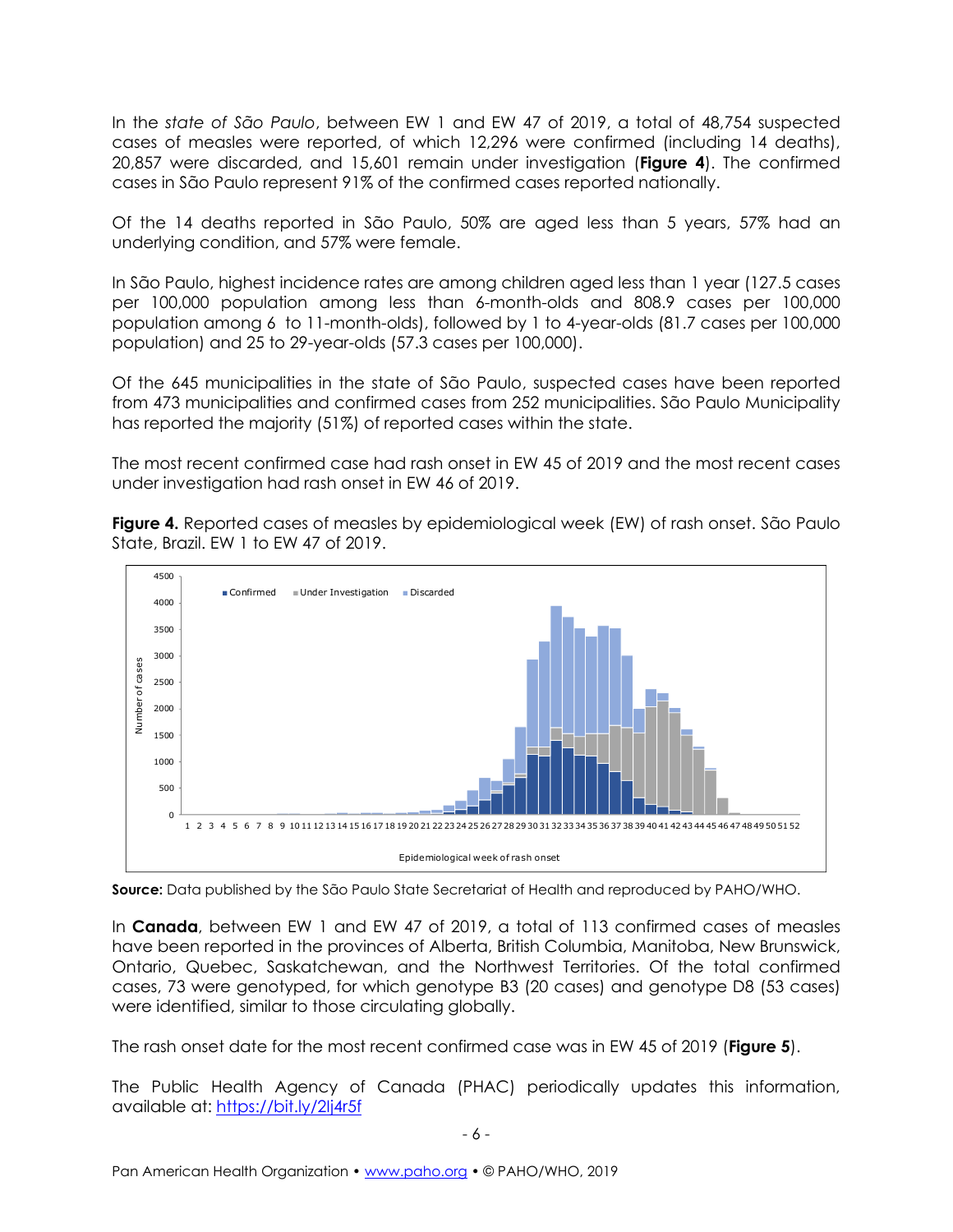In the *state of São Paulo*, between EW 1 and EW 47 of 2019, a total of 48,754 suspected cases of measles were reported, of which 12,296 were confirmed (including 14 deaths), 20,857 were discarded, and 15,601 remain under investigation (**Figure 4**). The confirmed cases in São Paulo represent 91% of the confirmed cases reported nationally.

Of the 14 deaths reported in São Paulo, 50% are aged less than 5 years, 57% had an underlying condition, and 57% were female.

In São Paulo, highest incidence rates are among children aged less than 1 year (127.5 cases per 100,000 population among less than 6-month-olds and 808.9 cases per 100,000 population among 6 to 11-month-olds), followed by 1 to 4-year-olds (81.7 cases per 100,000 population) and 25 to 29-year-olds (57.3 cases per 100,000).

Of the 645 municipalities in the state of São Paulo, suspected cases have been reported from 473 municipalities and confirmed cases from 252 municipalities. São Paulo Municipality has reported the majority (51%) of reported cases within the state.

The most recent confirmed case had rash onset in EW 45 of 2019 and the most recent cases under investigation had rash onset in EW 46 of 2019.

**Figure 4.** Reported cases of measles by epidemiological week (EW) of rash onset. São Paulo State, Brazil. EW 1 to EW 47 of 2019.

**Source:** Data published by the São Paulo State Secretariat of Health and reproduced by PAHO/WHO.

In **Canada**, between EW 1 and EW 47 of 2019, a total of 113 confirmed cases of measles have been reported in the provinces of Alberta, British Columbia, Manitoba, New Brunswick, Ontario, Quebec, Saskatchewan, and the Northwest Territories. Of the total confirmed cases, 73 were genotyped, for which genotype B3 (20 cases) and genotype D8 (53 cases) were identified, similar to those circulating globally.

The rash onset date for the most recent confirmed case was in EW 45 of 2019 (**Figure 5**).

The Public Health Agency of Canada (PHAC) periodically updates this information, available at: https://bit.ly/2lj4r5f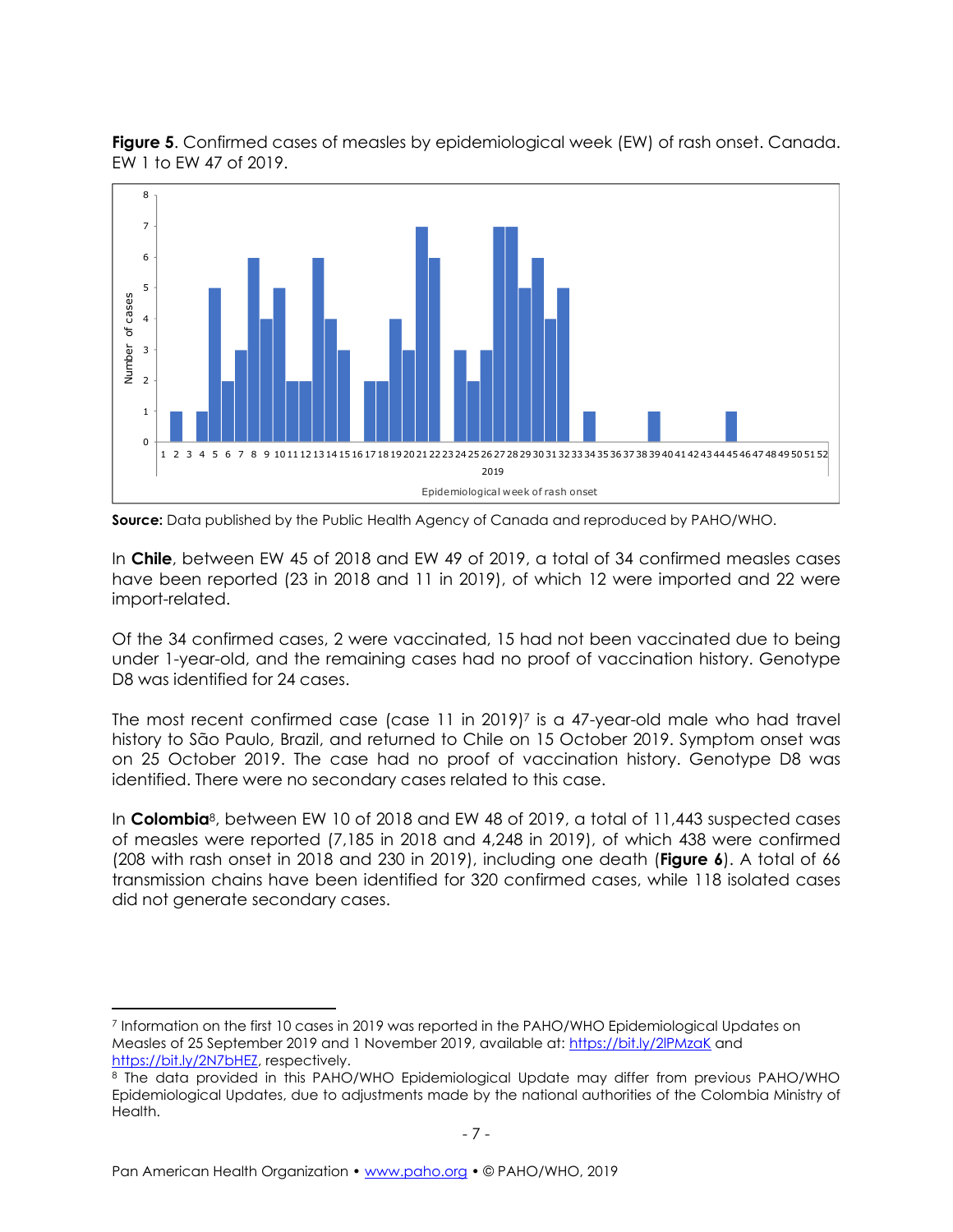**Figure 5**. Confirmed cases of measles by epidemiological week (EW) of rash onset. Canada. EW 1 to EW 47 of 2019.

**Source:** Data published by the Public Health Agency of Canada and reproduced by PAHO/WHO.

In **Chile**, between EW 45 of 2018 and EW 49 of 2019, a total of 34 confirmed measles cases have been reported (23 in 2018 and 11 in 2019), of which 12 were imported and 22 were import-related.

Of the 34 confirmed cases, 2 were vaccinated, 15 had not been vaccinated due to being under 1-year-old, and the remaining cases had no proof of vaccination history. Genotype D8 was identified for 24 cases.

The most recent confirmed case (case 11 in 2019)[7] is a 47-year-old male who had travel history to São Paulo, Brazil, and returned to Chile on 15 October 2019. Symptom onset was on 25 October 2019. The case had no proof of vaccination history. Genotype D8 was identified. There were no secondary cases related to this case.

In **Colombia**[8], between EW 10 of 2018 and EW 48 of 2019, a total of 11,443 suspected cases of measles were reported (7,185 in 2018 and 4,248 in 2019), of which 438 were confirmed (208 with rash onset in 2018 and 230 in 2019), including one death (**Figure 6**). A total of 66 transmission chains have been identified for 320 confirmed cases, while 118 isolated cases did not generate secondary cases.

---

[7] Information on the first 10 cases in 2019 was reported in the PAHO/WHO Epidemiological Updates on Measles of 25 September 2019 and 1 November 2019, available at: https://bit.ly/2lPMzaK and https://bit.ly/2N7bHEZ, respectively.

[8] The data provided in this PAHO/WHO Epidemiological Update may differ from previous PAHO/WHO Epidemiological Updates, due to adjustments made by the national authorities of the Colombia Ministry of Health.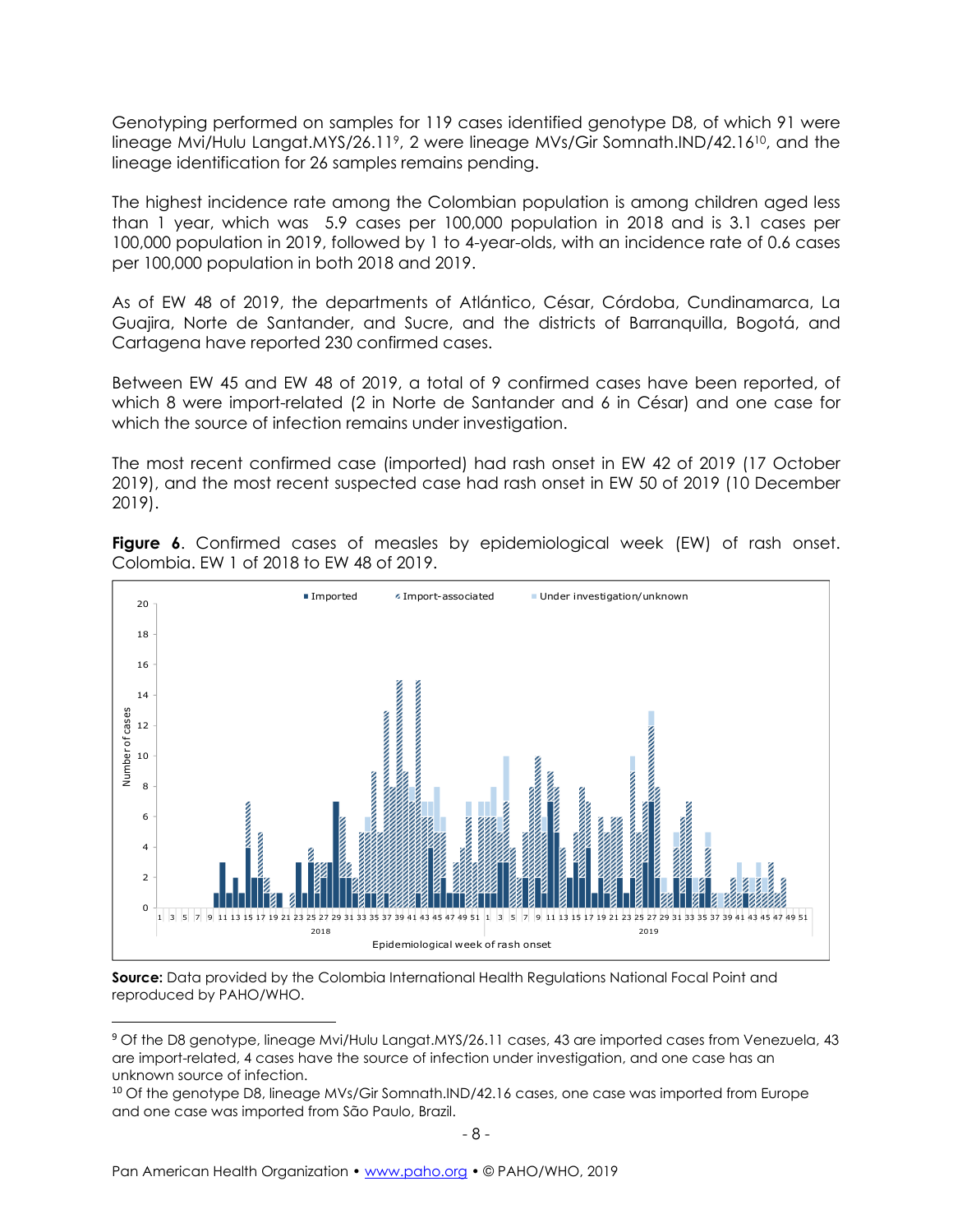Genotyping performed on samples for 119 cases identified genotype D8, of which 91 were lineage Mvi/Hulu Langat.MYS/26.11[9], 2 were lineage MVs/Gir Somnath.IND/42.16[10], and the lineage identification for 26 samples remains pending.

The highest incidence rate among the Colombian population is among children aged less than 1 year, which was 5.9 cases per 100,000 population in 2018 and is 3.1 cases per 100,000 population in 2019, followed by 1 to 4-year-olds, with an incidence rate of 0.6 cases per 100,000 population in both 2018 and 2019.

As of EW 48 of 2019, the departments of Atlántico, César, Córdoba, Cundinamarca, La Guajira, Norte de Santander, and Sucre, and the districts of Barranquilla, Bogotá, and Cartagena have reported 230 confirmed cases.

Between EW 45 and EW 48 of 2019, a total of 9 confirmed cases have been reported, of which 8 were import-related (2 in Norte de Santander and 6 in César) and one case for which the source of infection remains under investigation.

The most recent confirmed case (imported) had rash onset in EW 42 of 2019 (17 October 2019), and the most recent suspected case had rash onset in EW 50 of 2019 (10 December 2019).

**Figure 6**. Confirmed cases of measles by epidemiological week (EW) of rash onset. Colombia. EW 1 of 2018 to EW 48 of 2019.

**Source:** Data provided by the Colombia International Health Regulations National Focal Point and reproduced by PAHO/WHO.

---

[9] Of the D8 genotype, lineage Mvi/Hulu Langat.MYS/26.11 cases, 43 are imported cases from Venezuela, 43 are import-related, 4 cases have the source of infection under investigation, and one case has an unknown source of infection.

[10] Of the genotype D8, lineage MVs/Gir Somnath.IND/42.16 cases, one case was imported from Europe and one case was imported from São Paulo, Brazil.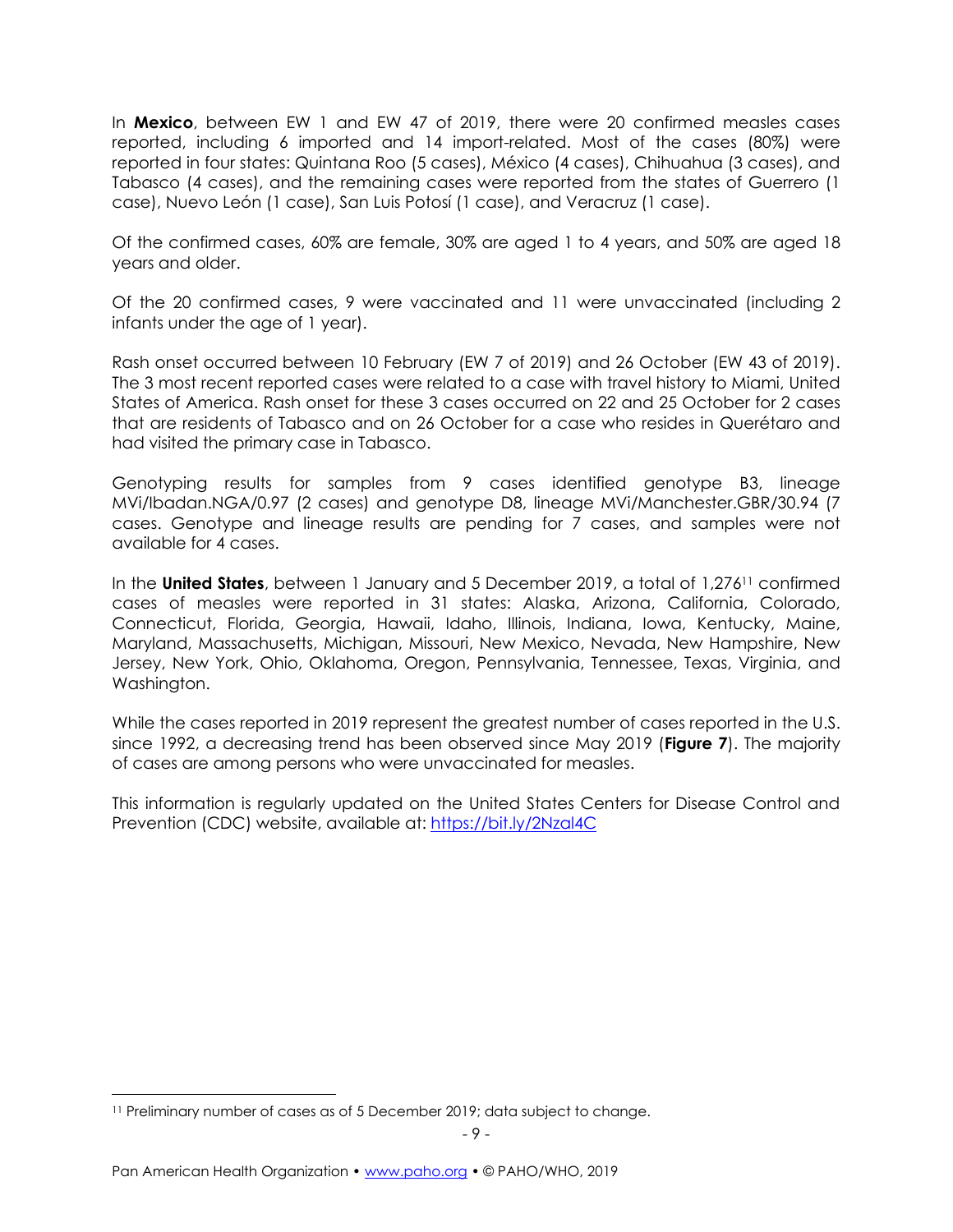In **Mexico**, between EW 1 and EW 47 of 2019, there were 20 confirmed measles cases reported, including 6 imported and 14 import-related. Most of the cases (80%) were reported in four states: Quintana Roo (5 cases), México (4 cases), Chihuahua (3 cases), and Tabasco (4 cases), and the remaining cases were reported from the states of Guerrero (1 case), Nuevo León (1 case), San Luis Potosí (1 case), and Veracruz (1 case).

Of the confirmed cases, 60% are female, 30% are aged 1 to 4 years, and 50% are aged 18 years and older.

Of the 20 confirmed cases, 9 were vaccinated and 11 were unvaccinated (including 2 infants under the age of 1 year).

Rash onset occurred between 10 February (EW 7 of 2019) and 26 October (EW 43 of 2019). The 3 most recent reported cases were related to a case with travel history to Miami, United States of America. Rash onset for these 3 cases occurred on 22 and 25 October for 2 cases that are residents of Tabasco and on 26 October for a case who resides in Querétaro and had visited the primary case in Tabasco.

Genotyping results for samples from 9 cases identified genotype B3, lineage MVi/Ibadan.NGA/0.97 (2 cases) and genotype D8, lineage MVi/Manchester.GBR/30.94 (7 cases. Genotype and lineage results are pending for 7 cases, and samples were not available for 4 cases.

In the **United States**, between 1 January and 5 December 2019, a total of 1,276[11] confirmed cases of measles were reported in 31 states: Alaska, Arizona, California, Colorado, Connecticut, Florida, Georgia, Hawaii, Idaho, Illinois, Indiana, Iowa, Kentucky, Maine, Maryland, Massachusetts, Michigan, Missouri, New Mexico, Nevada, New Hampshire, New Jersey, New York, Ohio, Oklahoma, Oregon, Pennsylvania, Tennessee, Texas, Virginia, and Washington.

While the cases reported in 2019 represent the greatest number of cases reported in the U.S. since 1992, a decreasing trend has been observed since May 2019 (**Figure 7**). The majority of cases are among persons who were unvaccinated for measles.

This information is regularly updated on the United States Centers for Disease Control and Prevention (CDC) website, available at: https://bit.ly/2NzaI4C

[11] Preliminary number of cases as of 5 December 2019; data subject to change.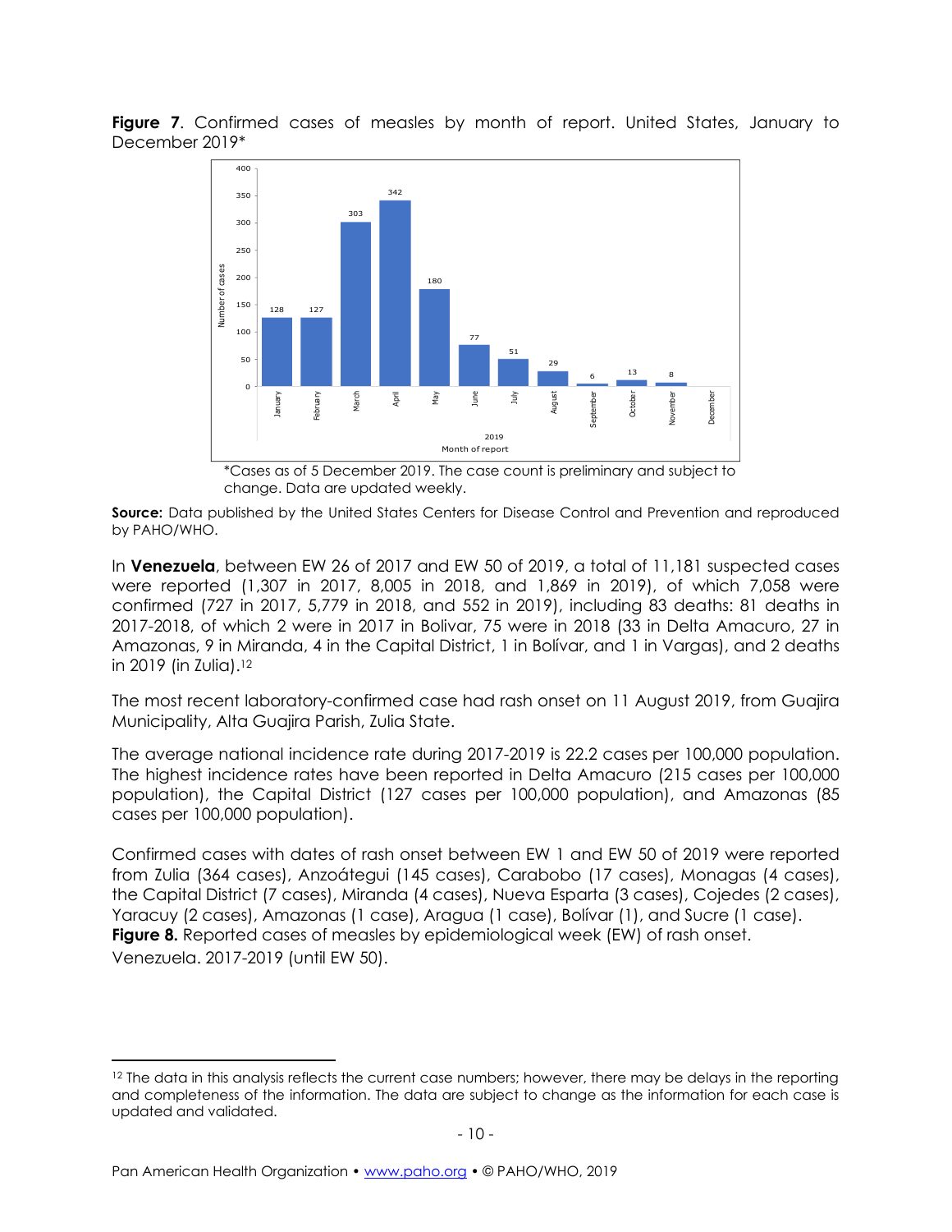**Figure 7**. Confirmed cases of measles by month of report. United States, January to December 2019*

*Cases as of 5 December 2019. The case count is preliminary and subject to change. Data are updated weekly.

**Source:** Data published by the United States Centers for Disease Control and Prevention and reproduced by PAHO/WHO.

In **Venezuela**, between EW 26 of 2017 and EW 50 of 2019, a total of 11,181 suspected cases were reported (1,307 in 2017, 8,005 in 2018, and 1,869 in 2019), of which 7,058 were confirmed (727 in 2017, 5,779 in 2018, and 552 in 2019), including 83 deaths: 81 deaths in 2017-2018, of which 2 were in 2017 in Bolivar, 75 were in 2018 (33 in Delta Amacuro, 27 in Amazonas, 9 in Miranda, 4 in the Capital District, 1 in Bolívar, and 1 in Vargas), and 2 deaths in 2019 (in Zulia).[12]

The most recent laboratory-confirmed case had rash onset on 11 August 2019, from Guajira Municipality, Alta Guajira Parish, Zulia State.

The average national incidence rate during 2017-2019 is 22.2 cases per 100,000 population. The highest incidence rates have been reported in Delta Amacuro (215 cases per 100,000 population), the Capital District (127 cases per 100,000 population), and Amazonas (85 cases per 100,000 population).

Confirmed cases with dates of rash onset between EW 1 and EW 50 of 2019 were reported from Zulia (364 cases), Anzoátegui (145 cases), Carabobo (17 cases), Monagas (4 cases), the Capital District (7 cases), Miranda (4 cases), Nueva Esparta (3 cases), Cojedes (2 cases), Yaracuy (2 cases), Amazonas (1 case), Aragua (1 case), Bolívar (1), and Sucre (1 case).

**Figure 8.** Reported cases of measles by epidemiological week (EW) of rash onset. Venezuela. 2017-2019 (until EW 50).

---

[12] The data in this analysis reflects the current case numbers; however, there may be delays in the reporting and completeness of the information. The data are subject to change as the information for each case is updated and validated.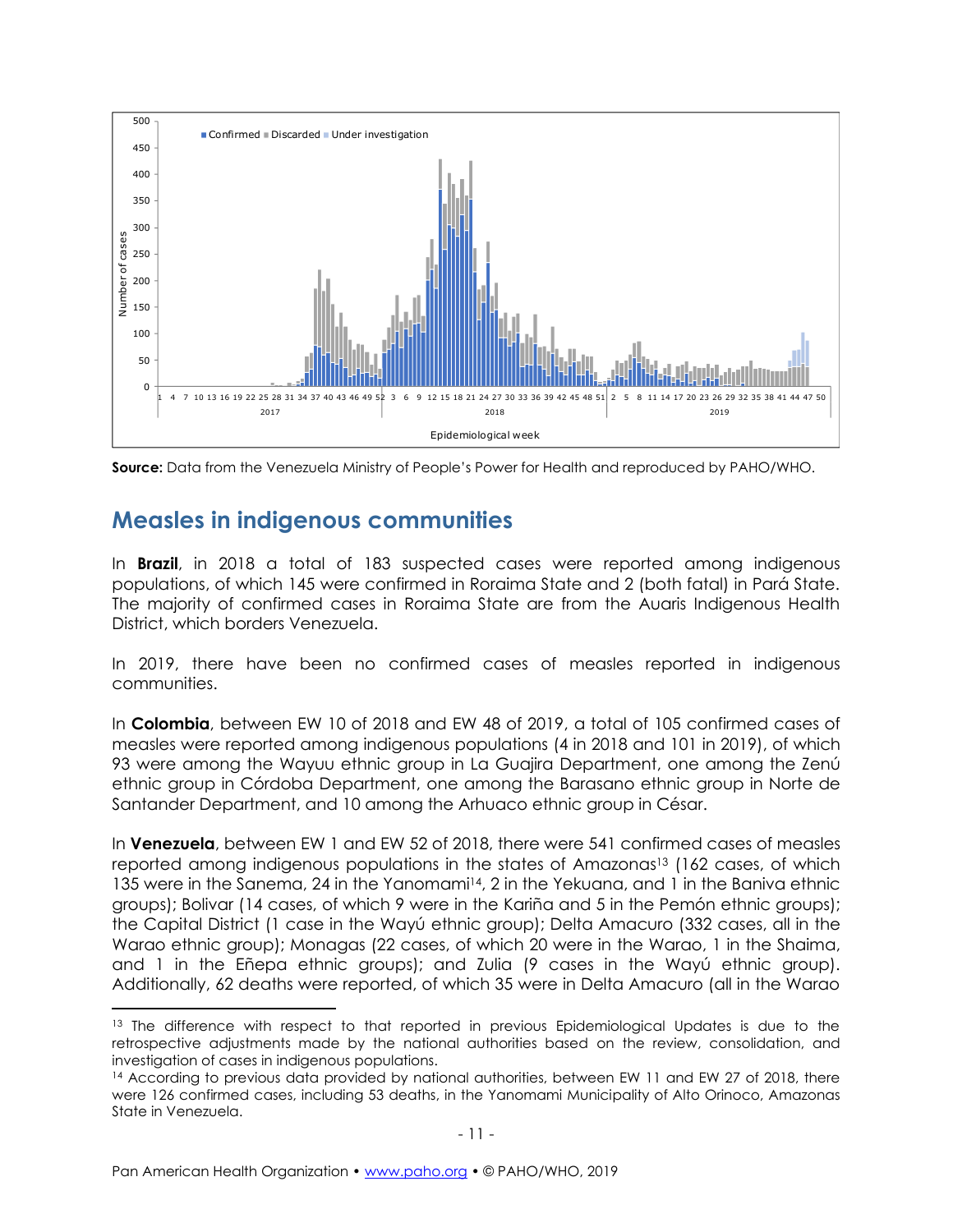**Source:** Data from the Venezuela Ministry of People's Power for Health and reproduced by PAHO/WHO.

## Measles in indigenous communities

In **Brazil**, in 2018 a total of 183 suspected cases were reported among indigenous populations, of which 145 were confirmed in Roraima State and 2 (both fatal) in Pará State. The majority of confirmed cases in Roraima State are from the Auaris Indigenous Health District, which borders Venezuela.

In 2019, there have been no confirmed cases of measles reported in indigenous communities.

In **Colombia**, between EW 10 of 2018 and EW 48 of 2019, a total of 105 confirmed cases of measles were reported among indigenous populations (4 in 2018 and 101 in 2019), of which 93 were among the Wayuu ethnic group in La Guajira Department, one among the Zenú ethnic group in Córdoba Department, one among the Barasano ethnic group in Norte de Santander Department, and 10 among the Arhuaco ethnic group in César.

In **Venezuela**, between EW 1 and EW 52 of 2018, there were 541 confirmed cases of measles reported among indigenous populations in the states of Amazonas[13] (162 cases, of which 135 were in the Sanema, 24 in the Yanomami[14], 2 in the Yekuana, and 1 in the Baniva ethnic groups); Bolivar (14 cases, of which 9 were in the Kariña and 5 in the Pemón ethnic groups); the Capital District (1 case in the Wayú ethnic group); Delta Amacuro (332 cases, all in the Warao ethnic group); Monagas (22 cases, of which 20 were in the Warao, 1 in the Shaima, and 1 in the Eñepa ethnic groups); and Zulia (9 cases in the Wayú ethnic group). Additionally, 62 deaths were reported, of which 35 were in Delta Amacuro (all in the Warao

---

[13] The difference with respect to that reported in previous Epidemiological Updates is due to the retrospective adjustments made by the national authorities based on the review, consolidation, and investigation of cases in indigenous populations.

[14] According to previous data provided by national authorities, between EW 11 and EW 27 of 2018, there were 126 confirmed cases, including 53 deaths, in the Yanomami Municipality of Alto Orinoco, Amazonas State in Venezuela.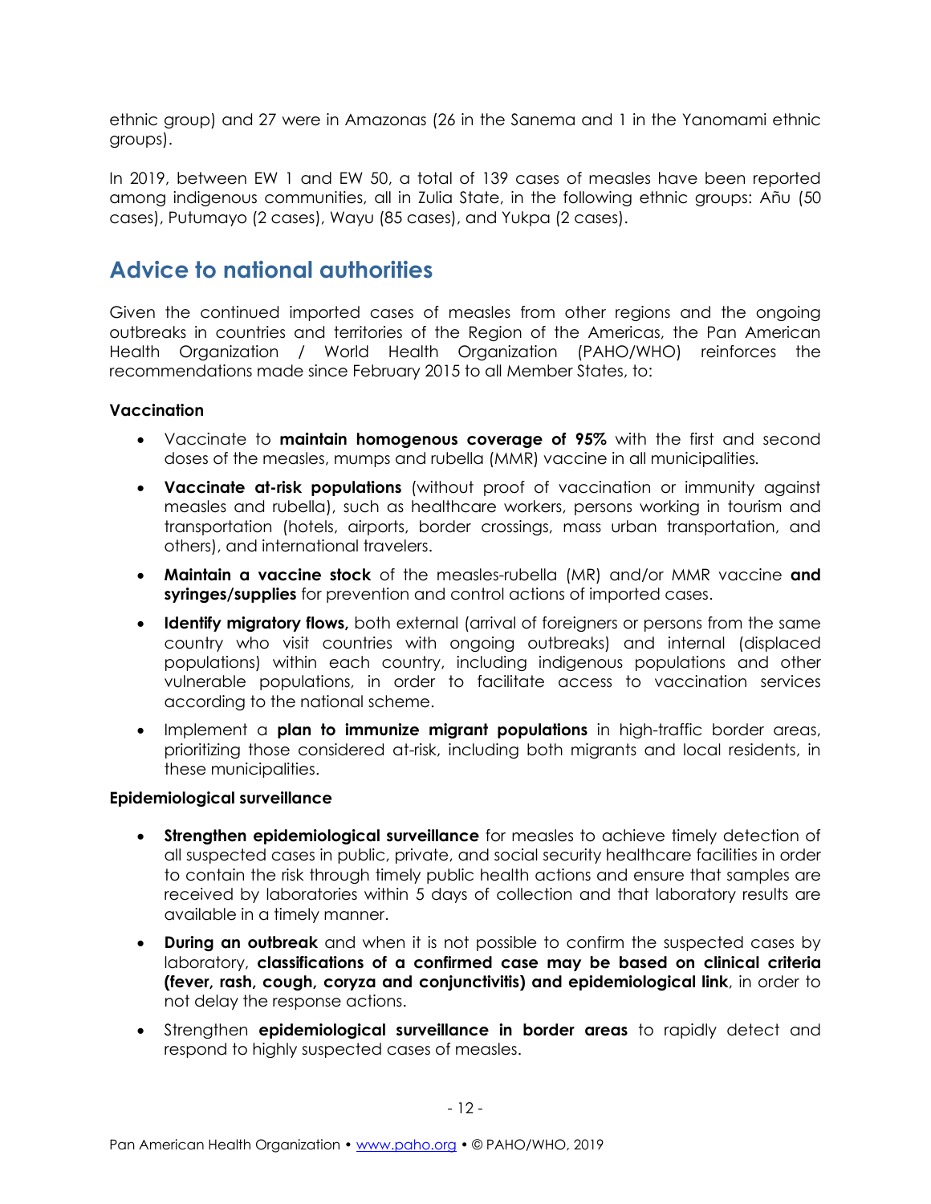ethnic group) and 27 were in Amazonas (26 in the Sanema and 1 in the Yanomami ethnic groups).

In 2019, between EW 1 and EW 50, a total of 139 cases of measles have been reported among indigenous communities, all in Zulia State, in the following ethnic groups: Añu (50 cases), Putumayo (2 cases), Wayu (85 cases), and Yukpa (2 cases).

## Advice to national authorities

Given the continued imported cases of measles from other regions and the ongoing outbreaks in countries and territories of the Region of the Americas, the Pan American Health Organization / World Health Organization (PAHO/WHO) reinforces the recommendations made since February 2015 to all Member States, to:

**Vaccination**

- Vaccinate to **maintain homogenous coverage of 95%** with the first and second doses of the measles, mumps and rubella (MMR) vaccine in all municipalities.
- **Vaccinate at-risk populations** (without proof of vaccination or immunity against measles and rubella), such as healthcare workers, persons working in tourism and transportation (hotels, airports, border crossings, mass urban transportation, and others), and international travelers.
- **Maintain a vaccine stock** of the measles-rubella (MR) and/or MMR vaccine **and syringes/supplies** for prevention and control actions of imported cases.
- **Identify migratory flows,** both external (arrival of foreigners or persons from the same country who visit countries with ongoing outbreaks) and internal (displaced populations) within each country, including indigenous populations and other vulnerable populations, in order to facilitate access to vaccination services according to the national scheme.
- Implement a **plan to immunize migrant populations** in high-traffic border areas, prioritizing those considered at-risk, including both migrants and local residents, in these municipalities.

**Epidemiological surveillance**

- **Strengthen epidemiological surveillance** for measles to achieve timely detection of all suspected cases in public, private, and social security healthcare facilities in order to contain the risk through timely public health actions and ensure that samples are received by laboratories within 5 days of collection and that laboratory results are available in a timely manner.
- **During an outbreak** and when it is not possible to confirm the suspected cases by laboratory, **classifications of a confirmed case may be based on clinical criteria (fever, rash, cough, coryza and conjunctivitis) and epidemiological link**, in order to not delay the response actions.
- Strengthen **epidemiological surveillance in border areas** to rapidly detect and respond to highly suspected cases of measles.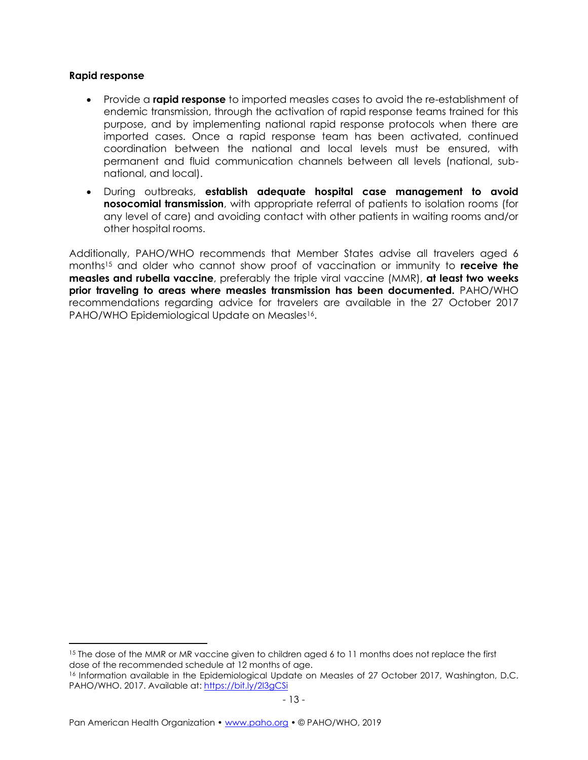**Rapid response**

- Provide a **rapid response** to imported measles cases to avoid the re-establishment of endemic transmission, through the activation of rapid response teams trained for this purpose, and by implementing national rapid response protocols when there are imported cases. Once a rapid response team has been activated, continued coordination between the national and local levels must be ensured, with permanent and fluid communication channels between all levels (national, sub-national, and local).
- During outbreaks, **establish adequate hospital case management to avoid nosocomial transmission**, with appropriate referral of patients to isolation rooms (for any level of care) and avoiding contact with other patients in waiting rooms and/or other hospital rooms.

Additionally, PAHO/WHO recommends that Member States advise all travelers aged 6 months[15] and older who cannot show proof of vaccination or immunity to **receive the measles and rubella vaccine**, preferably the triple viral vaccine (MMR), **at least two weeks prior traveling to areas where measles transmission has been documented.** PAHO/WHO recommendations regarding advice for travelers are available in the 27 October 2017 PAHO/WHO Epidemiological Update on Measles[16].

---

[15] The dose of the MMR or MR vaccine given to children aged 6 to 11 months does not replace the first dose of the recommended schedule at 12 months of age.

[16] Information available in the Epidemiological Update on Measles of 27 October 2017, Washington, D.C. PAHO/WHO. 2017. Available at: https://bit.ly/2l3gCSi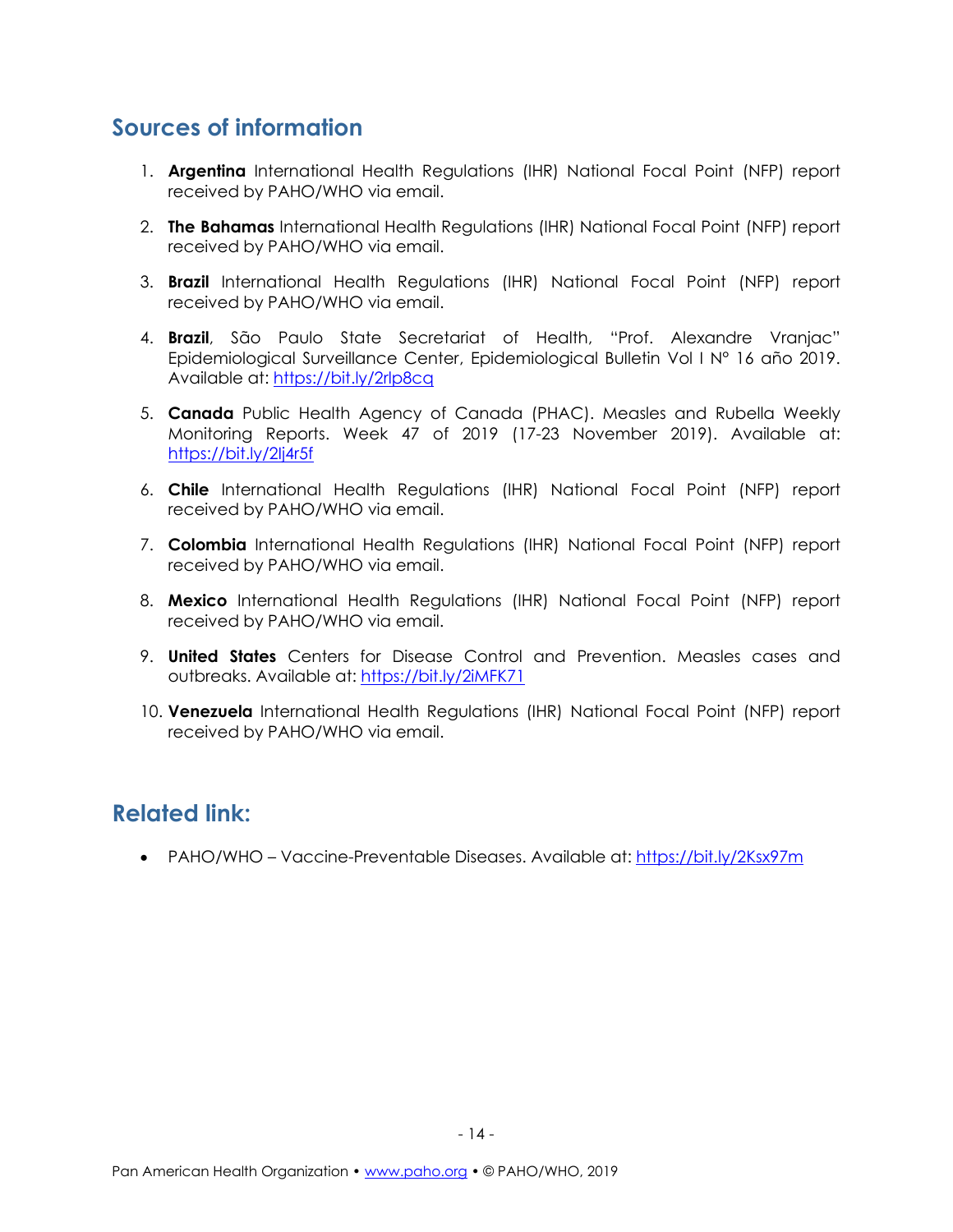## Sources of information

1. **Argentina** International Health Regulations (IHR) National Focal Point (NFP) report received by PAHO/WHO via email.

2. **The Bahamas** International Health Regulations (IHR) National Focal Point (NFP) report received by PAHO/WHO via email.

3. **Brazil** International Health Regulations (IHR) National Focal Point (NFP) report received by PAHO/WHO via email.

4. **Brazil**, São Paulo State Secretariat of Health, "Prof. Alexandre Vranjac" Epidemiological Surveillance Center, Epidemiological Bulletin Vol I N° 16 año 2019. Available at: https://bit.ly/2rlp8cq

5. **Canada** Public Health Agency of Canada (PHAC). Measles and Rubella Weekly Monitoring Reports. Week 47 of 2019 (17-23 November 2019). Available at: https://bit.ly/2lj4r5f

6. **Chile** International Health Regulations (IHR) National Focal Point (NFP) report received by PAHO/WHO via email.

7. **Colombia** International Health Regulations (IHR) National Focal Point (NFP) report received by PAHO/WHO via email.

8. **Mexico** International Health Regulations (IHR) National Focal Point (NFP) report received by PAHO/WHO via email.

9. **United States** Centers for Disease Control and Prevention. Measles cases and outbreaks. Available at: https://bit.ly/2iMFK71

10. **Venezuela** International Health Regulations (IHR) National Focal Point (NFP) report received by PAHO/WHO via email.

## Related link:

- PAHO/WHO – Vaccine-Preventable Diseases. Available at: https://bit.ly/2Ksx97m